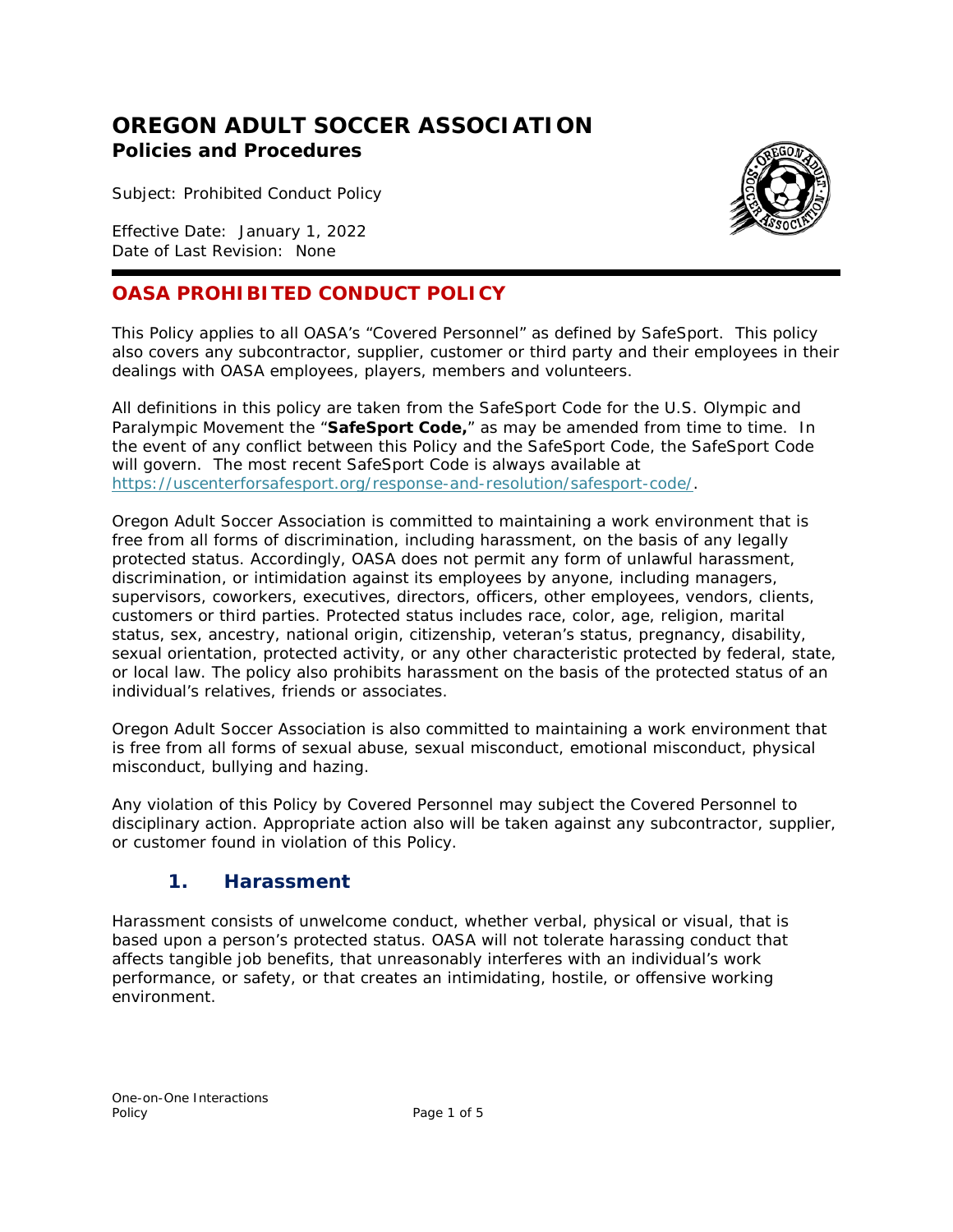# OREGON ADULT SOCCER ASSOCIATION

**Policies and Procedures**

Subject: Prohibited Conduct Policy

Effective Date: January 1, 2022
Date of Last Revision: None

## OASA PROHIBITED CONDUCT POLICY

This Policy applies to all OASA's "Covered Personnel" as defined by SafeSport. This policy also covers any subcontractor, supplier, customer or third party and their employees in their dealings with OASA employees, players, members and volunteers.

All definitions in this policy are taken from the SafeSport Code for the U.S. Olympic and Paralympic Movement the "**SafeSport Code,**" as may be amended from time to time. In the event of any conflict between this Policy and the SafeSport Code, the SafeSport Code will govern. The most recent SafeSport Code is always available at [https://uscenterforsafesport.org/response-and-resolution/safesport-code/](https://uscenterforsafesport.org/response-and-resolution/safesport-code/).

Oregon Adult Soccer Association is committed to maintaining a work environment that is free from all forms of discrimination, including harassment, on the basis of any legally protected status. Accordingly, OASA does not permit any form of unlawful harassment, discrimination, or intimidation against its employees by anyone, including managers, supervisors, coworkers, executives, directors, officers, other employees, vendors, clients, customers or third parties. Protected status includes race, color, age, religion, marital status, sex, ancestry, national origin, citizenship, veteran's status, pregnancy, disability, sexual orientation, protected activity, or any other characteristic protected by federal, state, or local law. The policy also prohibits harassment on the basis of the protected status of an individual's relatives, friends or associates.

Oregon Adult Soccer Association is also committed to maintaining a work environment that is free from all forms of sexual abuse, sexual misconduct, emotional misconduct, physical misconduct, bullying and hazing.

Any violation of this Policy by Covered Personnel may subject the Covered Personnel to disciplinary action. Appropriate action also will be taken against any subcontractor, supplier, or customer found in violation of this Policy.

### 1. Harassment

Harassment consists of unwelcome conduct, whether verbal, physical or visual, that is based upon a person's protected status. OASA will not tolerate harassing conduct that affects tangible job benefits, that unreasonably interferes with an individual's work performance, or safety, or that creates an intimidating, hostile, or offensive working environment.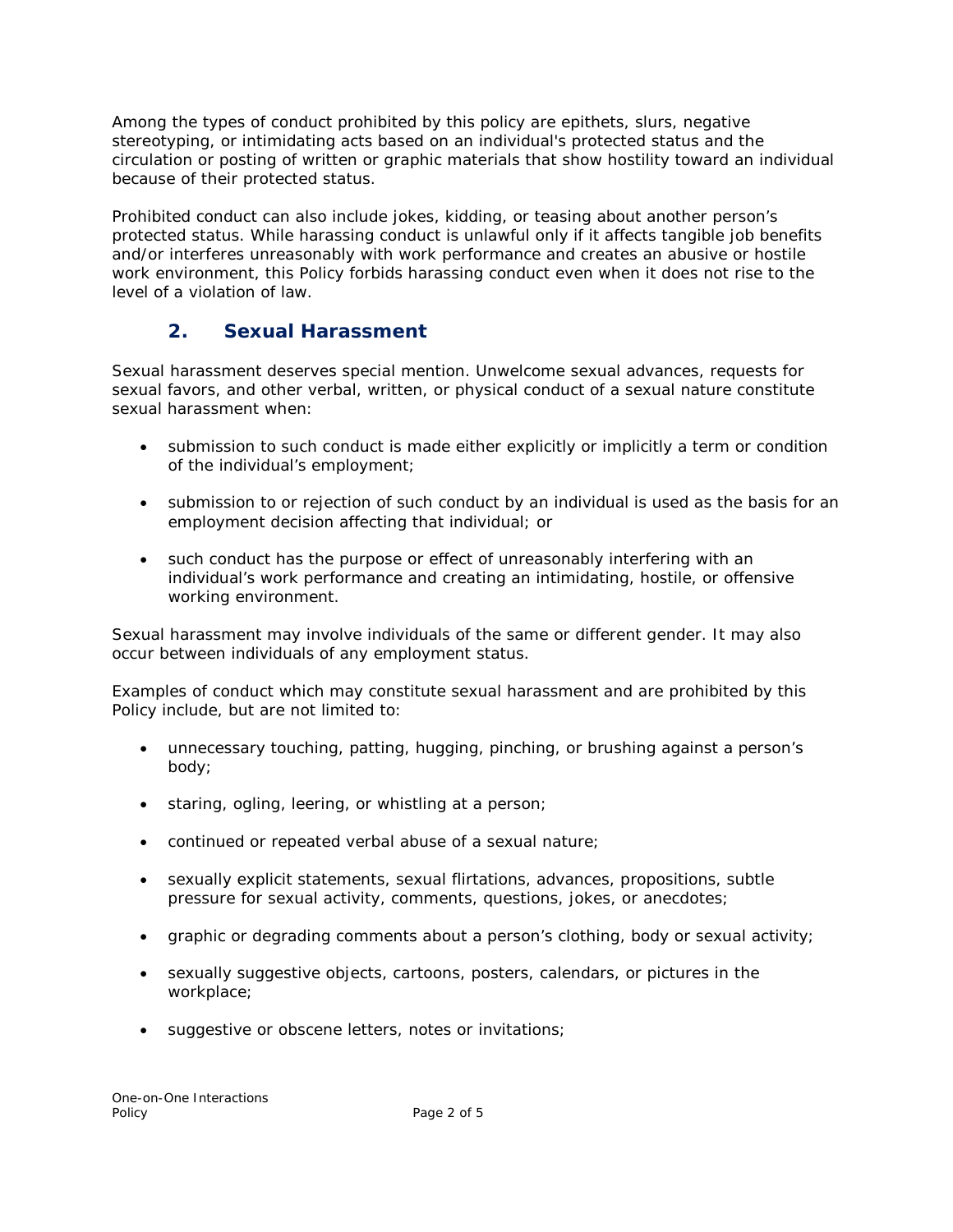Among the types of conduct prohibited by this policy are epithets, slurs, negative stereotyping, or intimidating acts based on an individual's protected status and the circulation or posting of written or graphic materials that show hostility toward an individual because of their protected status.

Prohibited conduct can also include jokes, kidding, or teasing about another person's protected status. While harassing conduct is unlawful only if it affects tangible job benefits and/or interferes unreasonably with work performance and creates an abusive or hostile work environment, this Policy forbids harassing conduct even when it does not rise to the level of a violation of law.

## 2. Sexual Harassment

Sexual harassment deserves special mention. Unwelcome sexual advances, requests for sexual favors, and other verbal, written, or physical conduct of a sexual nature constitute sexual harassment when:

- submission to such conduct is made either explicitly or implicitly a term or condition of the individual's employment;
- submission to or rejection of such conduct by an individual is used as the basis for an employment decision affecting that individual; or
- such conduct has the purpose or effect of unreasonably interfering with an individual's work performance and creating an intimidating, hostile, or offensive working environment.

Sexual harassment may involve individuals of the same or different gender. It may also occur between individuals of any employment status.

Examples of conduct which may constitute sexual harassment and are prohibited by this Policy include, but are not limited to:

- unnecessary touching, patting, hugging, pinching, or brushing against a person's body;
- staring, ogling, leering, or whistling at a person;
- continued or repeated verbal abuse of a sexual nature;
- sexually explicit statements, sexual flirtations, advances, propositions, subtle pressure for sexual activity, comments, questions, jokes, or anecdotes;
- graphic or degrading comments about a person's clothing, body or sexual activity;
- sexually suggestive objects, cartoons, posters, calendars, or pictures in the workplace;
- suggestive or obscene letters, notes or invitations;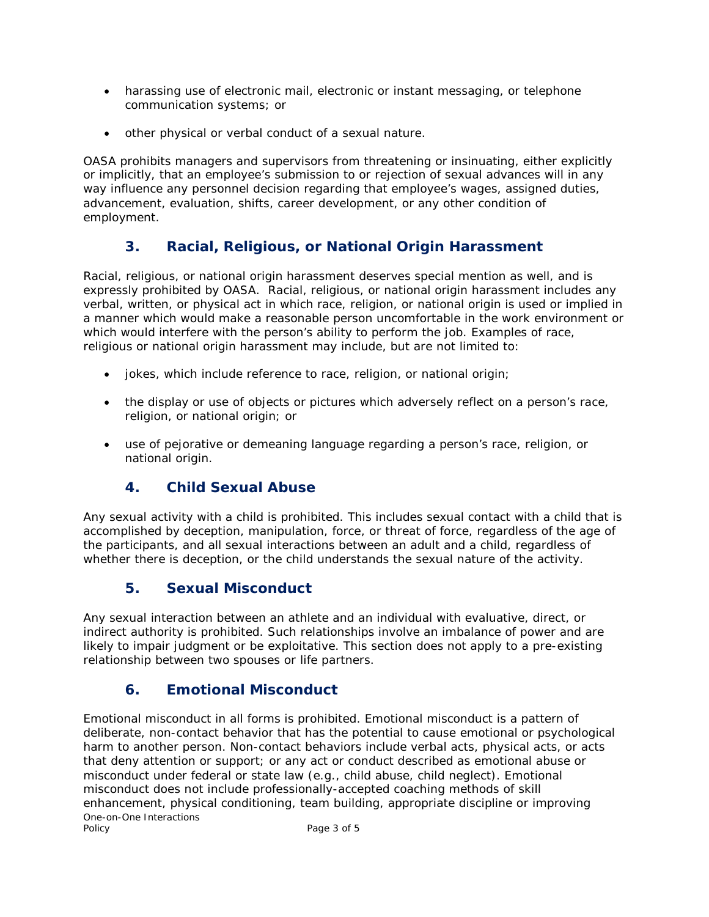- harassing use of electronic mail, electronic or instant messaging, or telephone communication systems; or
- other physical or verbal conduct of a sexual nature.

OASA prohibits managers and supervisors from threatening or insinuating, either explicitly or implicitly, that an employee's submission to or rejection of sexual advances will in any way influence any personnel decision regarding that employee's wages, assigned duties, advancement, evaluation, shifts, career development, or any other condition of employment.

### 3. Racial, Religious, or National Origin Harassment

Racial, religious, or national origin harassment deserves special mention as well, and is expressly prohibited by OASA. Racial, religious, or national origin harassment includes any verbal, written, or physical act in which race, religion, or national origin is used or implied in a manner which would make a reasonable person uncomfortable in the work environment or which would interfere with the person's ability to perform the job. Examples of race, religious or national origin harassment may include, but are not limited to:

- jokes, which include reference to race, religion, or national origin;
- the display or use of objects or pictures which adversely reflect on a person's race, religion, or national origin; or
- use of pejorative or demeaning language regarding a person's race, religion, or national origin.

### 4. Child Sexual Abuse

Any sexual activity with a child is prohibited. This includes sexual contact with a child that is accomplished by deception, manipulation, force, or threat of force, regardless of the age of the participants, and all sexual interactions between an adult and a child, regardless of whether there is deception, or the child understands the sexual nature of the activity.

### 5. Sexual Misconduct

Any sexual interaction between an athlete and an individual with evaluative, direct, or indirect authority is prohibited. Such relationships involve an imbalance of power and are likely to impair judgment or be exploitative. This section does not apply to a pre-existing relationship between two spouses or life partners.

### 6. Emotional Misconduct

Emotional misconduct in all forms is prohibited. Emotional misconduct is a pattern of deliberate, non-contact behavior that has the potential to cause emotional or psychological harm to another person. Non-contact behaviors include verbal acts, physical acts, or acts that deny attention or support; or any act or conduct described as emotional abuse or misconduct under federal or state law (e.g., child abuse, child neglect). Emotional misconduct does not include professionally-accepted coaching methods of skill enhancement, physical conditioning, team building, appropriate discipline or improving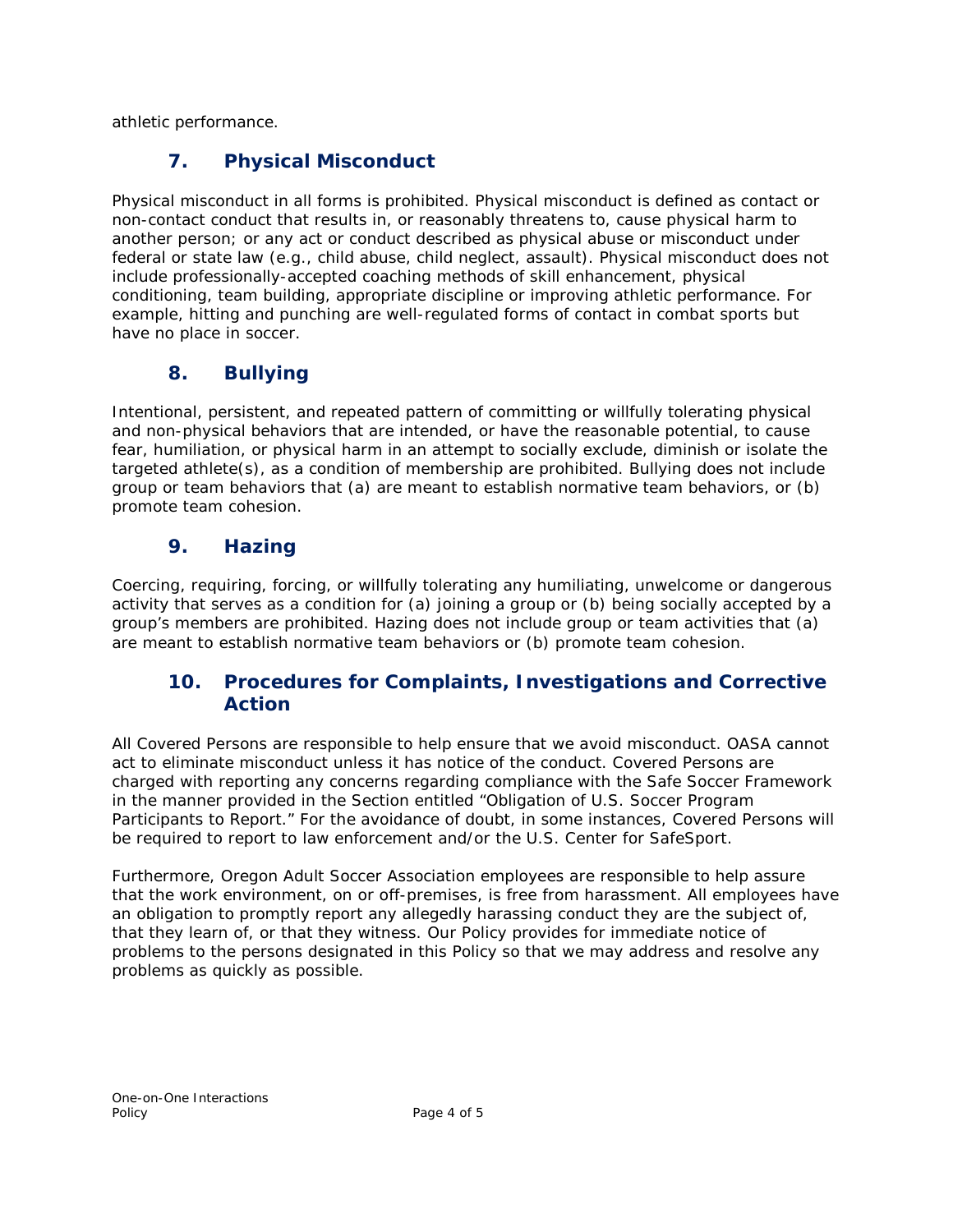athletic performance.

## 7. Physical Misconduct

Physical misconduct in all forms is prohibited. Physical misconduct is defined as contact or non-contact conduct that results in, or reasonably threatens to, cause physical harm to another person; or any act or conduct described as physical abuse or misconduct under federal or state law (e.g., child abuse, child neglect, assault). Physical misconduct does not include professionally-accepted coaching methods of skill enhancement, physical conditioning, team building, appropriate discipline or improving athletic performance. For example, hitting and punching are well-regulated forms of contact in combat sports but have no place in soccer.

## 8. Bullying

Intentional, persistent, and repeated pattern of committing or willfully tolerating physical and non-physical behaviors that are intended, or have the reasonable potential, to cause fear, humiliation, or physical harm in an attempt to socially exclude, diminish or isolate the targeted athlete(s), as a condition of membership are prohibited. Bullying does not include group or team behaviors that (a) are meant to establish normative team behaviors, or (b) promote team cohesion.

## 9. Hazing

Coercing, requiring, forcing, or willfully tolerating any humiliating, unwelcome or dangerous activity that serves as a condition for (a) joining a group or (b) being socially accepted by a group's members are prohibited. Hazing does not include group or team activities that (a) are meant to establish normative team behaviors or (b) promote team cohesion.

## 10. Procedures for Complaints, Investigations and Corrective Action

All Covered Persons are responsible to help ensure that we avoid misconduct. OASA cannot act to eliminate misconduct unless it has notice of the conduct. Covered Persons are charged with reporting any concerns regarding compliance with the Safe Soccer Framework in the manner provided in the Section entitled "Obligation of U.S. Soccer Program Participants to Report." For the avoidance of doubt, in some instances, Covered Persons will be required to report to law enforcement and/or the U.S. Center for SafeSport.

Furthermore, Oregon Adult Soccer Association employees are responsible to help assure that the work environment, on or off-premises, is free from harassment. All employees have an obligation to promptly report any allegedly harassing conduct they are the subject of, that they learn of, or that they witness. Our Policy provides for immediate notice of problems to the persons designated in this Policy so that we may address and resolve any problems as quickly as possible.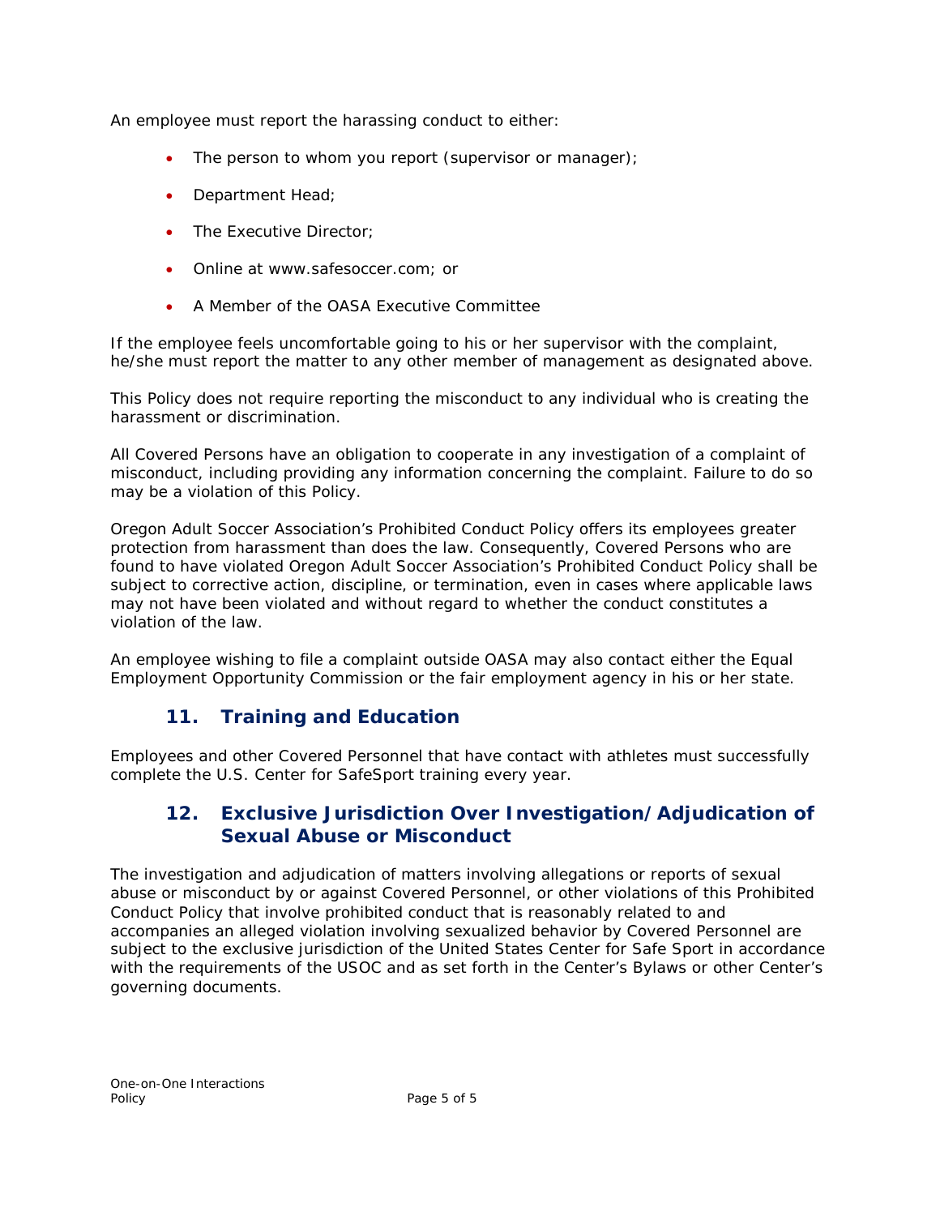An employee must report the harassing conduct to either:

- The person to whom you report (supervisor or manager);
- Department Head;
- The Executive Director;
- Online at www.safesoccer.com; or
- A Member of the OASA Executive Committee

If the employee feels uncomfortable going to his or her supervisor with the complaint, he/she must report the matter to any other member of management as designated above.

This Policy does not require reporting the misconduct to any individual who is creating the harassment or discrimination.

All Covered Persons have an obligation to cooperate in any investigation of a complaint of misconduct, including providing any information concerning the complaint. Failure to do so may be a violation of this Policy.

Oregon Adult Soccer Association's Prohibited Conduct Policy offers its employees greater protection from harassment than does the law. Consequently, Covered Persons who are found to have violated Oregon Adult Soccer Association's Prohibited Conduct Policy shall be subject to corrective action, discipline, or termination, even in cases where applicable laws may not have been violated and without regard to whether the conduct constitutes a violation of the law.

An employee wishing to file a complaint outside OASA may also contact either the Equal Employment Opportunity Commission or the fair employment agency in his or her state.

## 11. Training and Education

Employees and other Covered Personnel that have contact with athletes must successfully complete the U.S. Center for SafeSport training every year.

## 12. Exclusive Jurisdiction Over Investigation/Adjudication of Sexual Abuse or Misconduct

The investigation and adjudication of matters involving allegations or reports of sexual abuse or misconduct by or against Covered Personnel, or other violations of this Prohibited Conduct Policy that involve prohibited conduct that is reasonably related to and accompanies an alleged violation involving sexualized behavior by Covered Personnel are subject to the exclusive jurisdiction of the United States Center for Safe Sport in accordance with the requirements of the USOC and as set forth in the Center's Bylaws or other Center's governing documents.